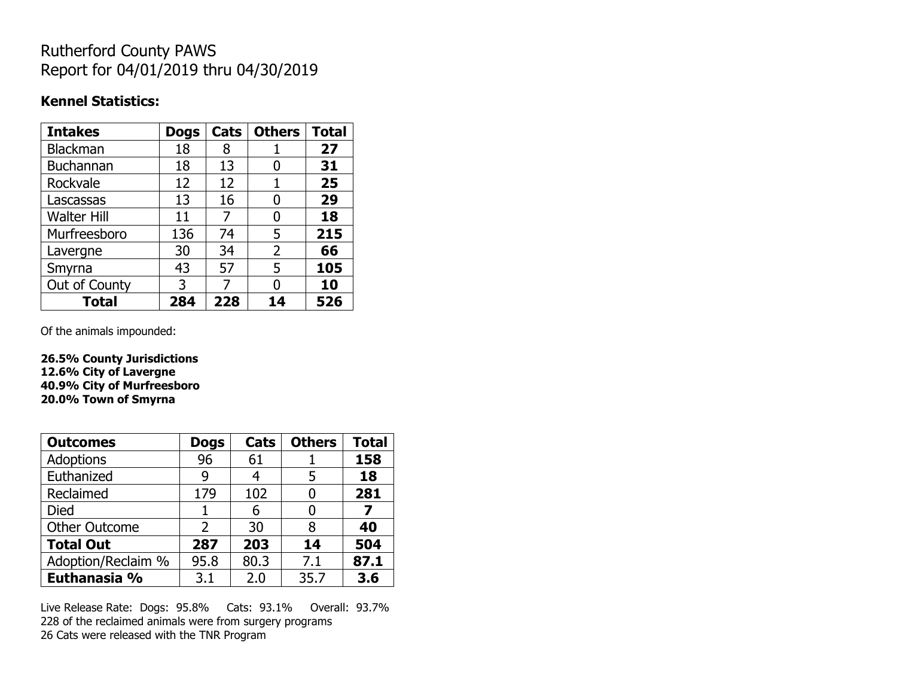# Rutherford County PAWS
Report for 04/01/2019 thru 04/30/2019

## Kennel Statistics:

| Intakes | Dogs | Cats | Others | Total |
|---|---|---|---|---|
| Blackman | 18 | 8 | 1 | **27** |
| Buchannan | 18 | 13 | 0 | **31** |
| Rockvale | 12 | 12 | 1 | **25** |
| Lascassas | 13 | 16 | 0 | **29** |
| Walter Hill | 11 | 7 | 0 | **18** |
| Murfreesboro | 136 | 74 | 5 | **215** |
| Lavergne | 30 | 34 | 2 | **66** |
| Smyrna | 43 | 57 | 5 | **105** |
| Out of County | 3 | 7 | 0 | **10** |
| **Total** | **284** | **228** | **14** | **526** |

Of the animals impounded:

**26.5% County Jurisdictions**
**12.6% City of Lavergne**
**40.9% City of Murfreesboro**
**20.0% Town of Smyrna**

| Outcomes | Dogs | Cats | Others | Total |
|---|---|---|---|---|
| Adoptions | 96 | 61 | 1 | **158** |
| Euthanized | 9 | 4 | 5 | **18** |
| Reclaimed | 179 | 102 | 0 | **281** |
| Died | 1 | 6 | 0 | **7** |
| Other Outcome | 2 | 30 | 8 | **40** |
| **Total Out** | **287** | **203** | **14** | **504** |
| Adoption/Reclaim % | 95.8 | 80.3 | 7.1 | **87.1** |
| **Euthanasia %** | 3.1 | 2.0 | 35.7 | **3.6** |

Live Release Rate: Dogs: 95.8% Cats: 93.1% Overall: 93.7%
228 of the reclaimed animals were from surgery programs
26 Cats were released with the TNR Program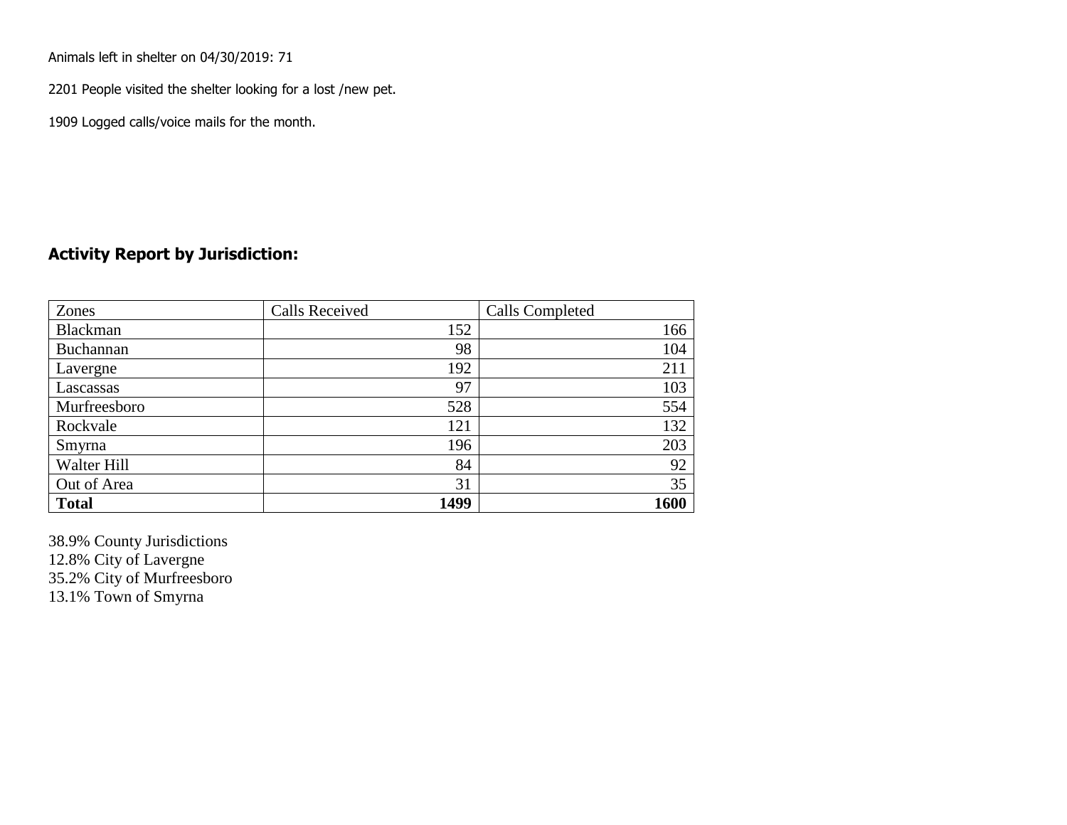Animals left in shelter on 04/30/2019: 71

2201 People visited the shelter looking for a lost /new pet.

1909 Logged calls/voice mails for the month.

## Activity Report by Jurisdiction:

| Zones | Calls Received | Calls Completed |
|---|---|---|
| Blackman | 152 | 166 |
| Buchannan | 98 | 104 |
| Lavergne | 192 | 211 |
| Lascassas | 97 | 103 |
| Murfreesboro | 528 | 554 |
| Rockvale | 121 | 132 |
| Smyrna | 196 | 203 |
| Walter Hill | 84 | 92 |
| Out of Area | 31 | 35 |
| **Total** | **1499** | **1600** |

38.9% County Jurisdictions
12.8% City of Lavergne
35.2% City of Murfreesboro
13.1% Town of Smyrna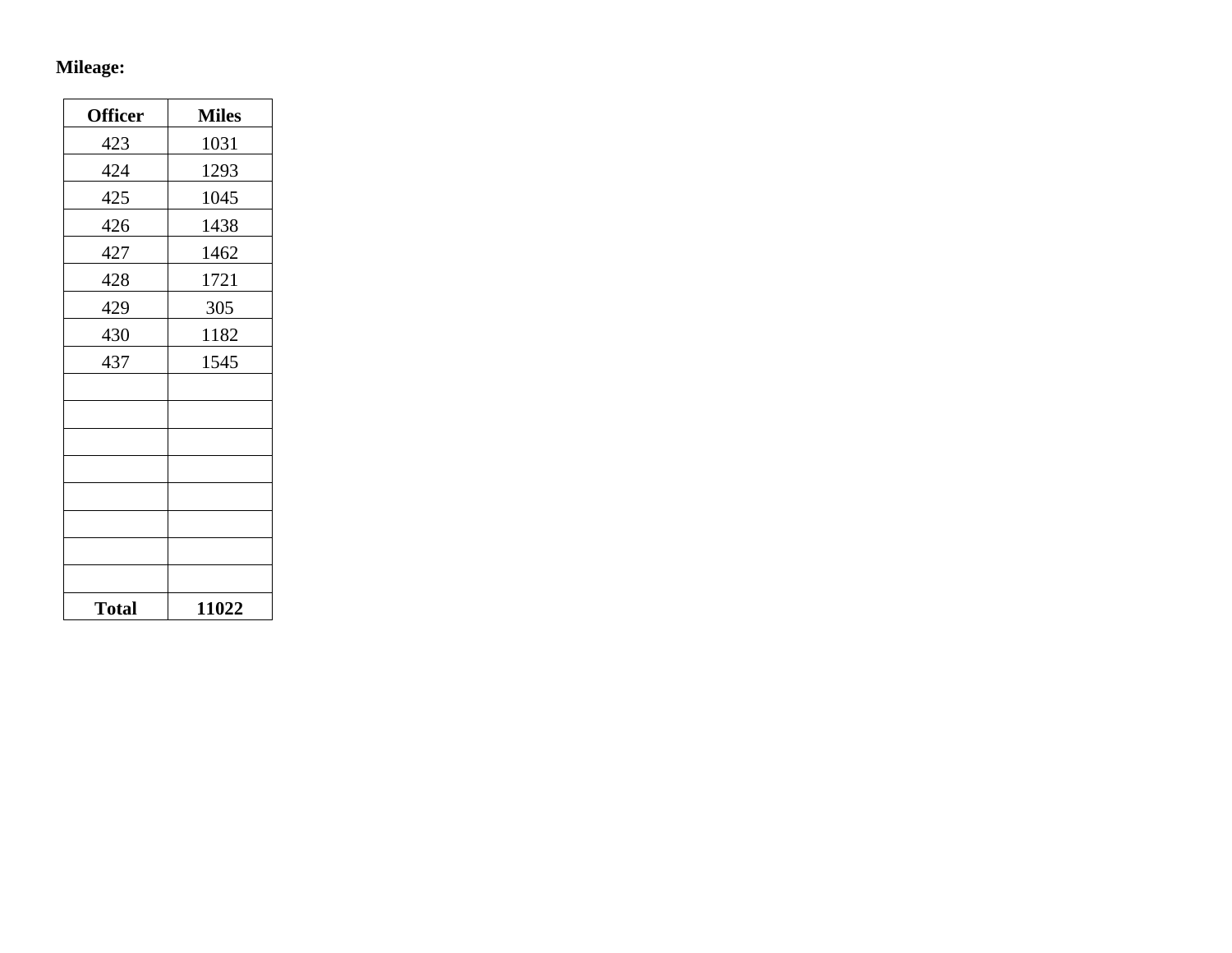**Mileage:**

| **Officer** | **Miles** |
|---|---|
| 423 | 1031 |
| 424 | 1293 |
| 425 | 1045 |
| 426 | 1438 |
| 427 | 1462 |
| 428 | 1721 |
| 429 | 305 |
| 430 | 1182 |
| 437 | 1545 |
| | |
| | |
| | |
| | |
| | |
| | |
| | |
| | |
| **Total** | **11022** |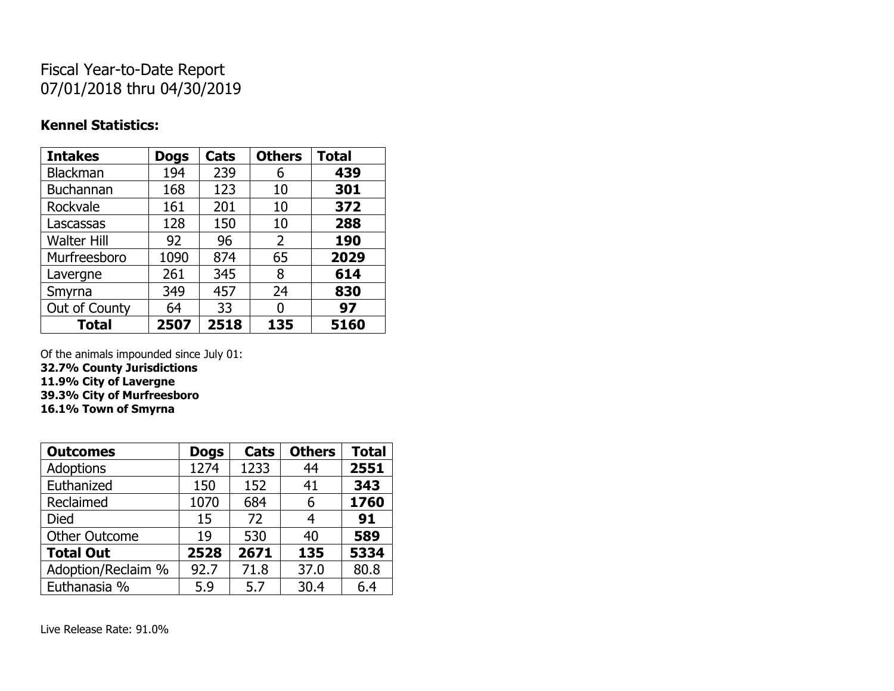# Fiscal Year-to-Date Report
# 07/01/2018 thru 04/30/2019

### Kennel Statistics:

| Intakes | Dogs | Cats | Others | Total |
|---|---|---|---|---|
| Blackman | 194 | 239 | 6 | **439** |
| Buchannan | 168 | 123 | 10 | **301** |
| Rockvale | 161 | 201 | 10 | **372** |
| Lascassas | 128 | 150 | 10 | **288** |
| Walter Hill | 92 | 96 | 2 | **190** |
| Murfreesboro | 1090 | 874 | 65 | **2029** |
| Lavergne | 261 | 345 | 8 | **614** |
| Smyrna | 349 | 457 | 24 | **830** |
| Out of County | 64 | 33 | 0 | **97** |
| **Total** | **2507** | **2518** | **135** | **5160** |

Of the animals impounded since July 01:
**32.7% County Jurisdictions**
**11.9% City of Lavergne**
**39.3% City of Murfreesboro**
**16.1% Town of Smyrna**

| Outcomes | Dogs | Cats | Others | Total |
|---|---|---|---|---|
| Adoptions | 1274 | 1233 | 44 | **2551** |
| Euthanized | 150 | 152 | 41 | **343** |
| Reclaimed | 1070 | 684 | 6 | **1760** |
| Died | 15 | 72 | 4 | **91** |
| Other Outcome | 19 | 530 | 40 | **589** |
| **Total Out** | **2528** | **2671** | **135** | **5334** |
| Adoption/Reclaim % | 92.7 | 71.8 | 37.0 | 80.8 |
| Euthanasia % | 5.9 | 5.7 | 30.4 | 6.4 |

Live Release Rate: 91.0%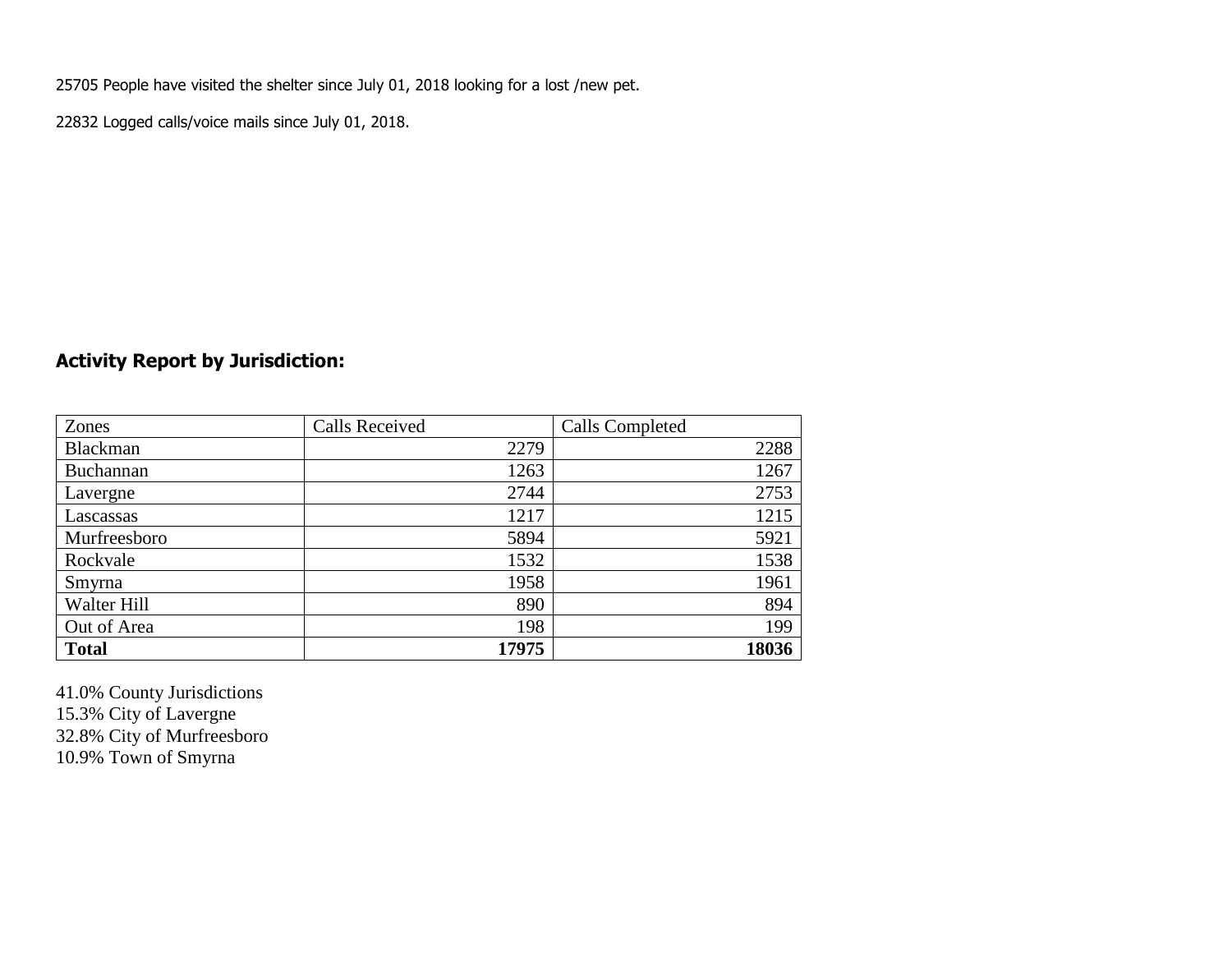25705 People have visited the shelter since July 01, 2018 looking for a lost /new pet.

22832 Logged calls/voice mails since July 01, 2018.

## Activity Report by Jurisdiction:

| Zones | Calls Received | Calls Completed |
|---|---|---|
| Blackman | 2279 | 2288 |
| Buchannan | 1263 | 1267 |
| Lavergne | 2744 | 2753 |
| Lascassas | 1217 | 1215 |
| Murfreesboro | 5894 | 5921 |
| Rockvale | 1532 | 1538 |
| Smyrna | 1958 | 1961 |
| Walter Hill | 890 | 894 |
| Out of Area | 198 | 199 |
| **Total** | **17975** | **18036** |

41.0% County Jurisdictions
15.3% City of Lavergne
32.8% City of Murfreesboro
10.9% Town of Smyrna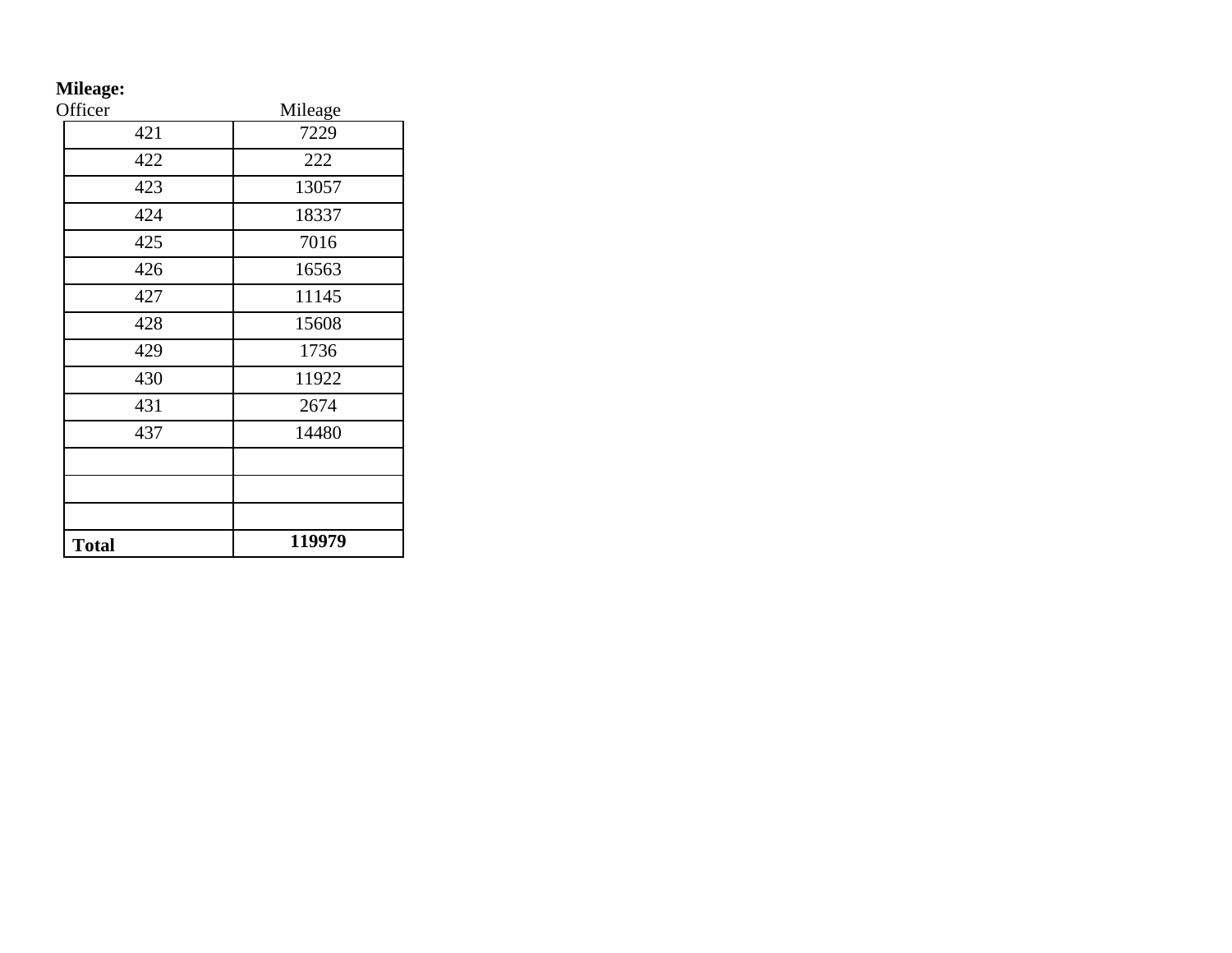**Mileage:**

| Officer | Mileage |
|---|---|
| 421 | 7229 |
| 422 | 222 |
| 423 | 13057 |
| 424 | 18337 |
| 425 | 7016 |
| 426 | 16563 |
| 427 | 11145 |
| 428 | 15608 |
| 429 | 1736 |
| 430 | 11922 |
| 431 | 2674 |
| 437 | 14480 |
| | |
| | |
| | |
| **Total** | **119979** |